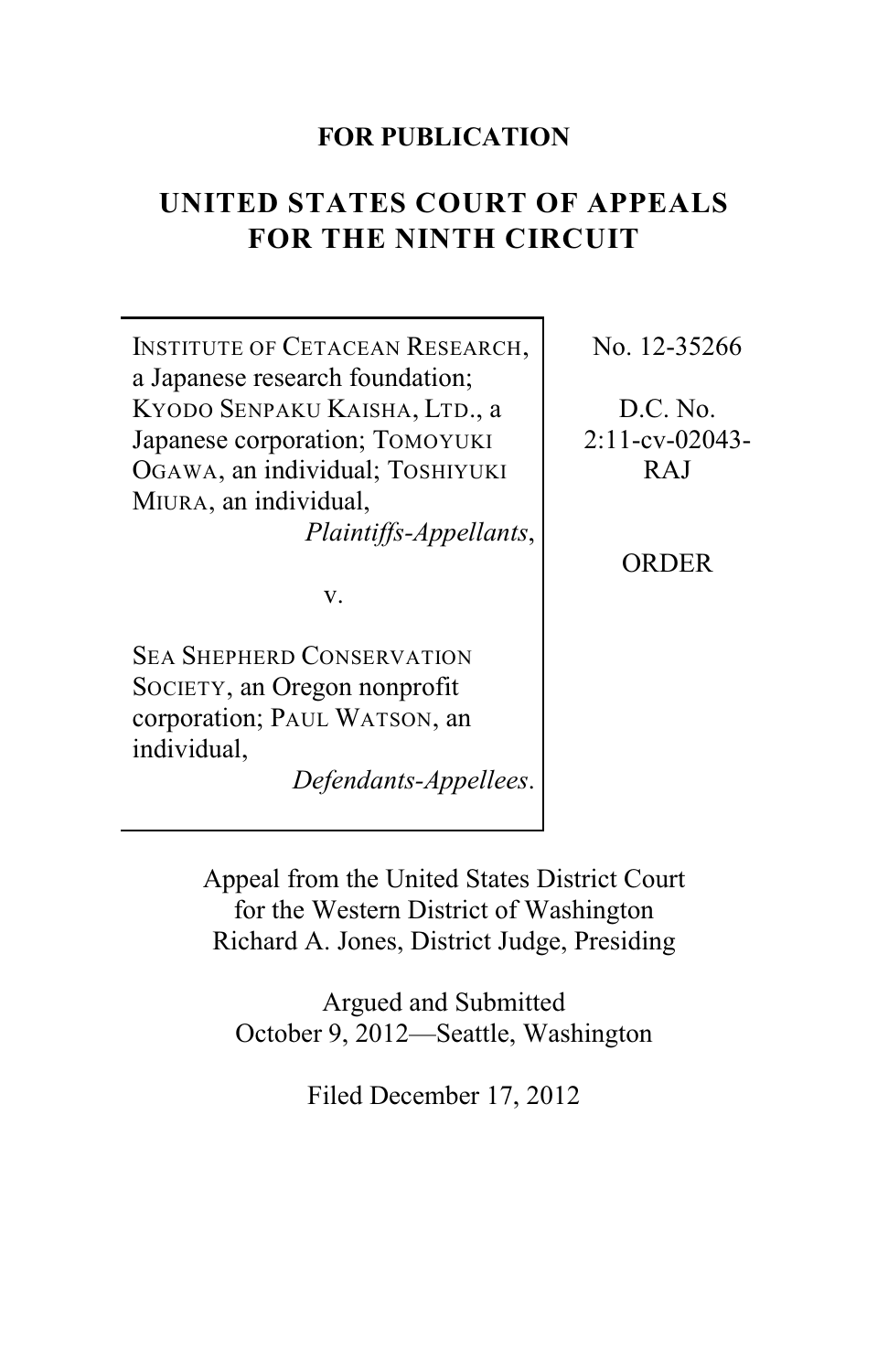**FOR PUBLICATION**

# UNITED STATES COURT OF APPEALS FOR THE NINTH CIRCUIT

| | |
|---|---|
| INSTITUTE OF CETACEAN RESEARCH, a Japanese research foundation; KYODO SENPAKU KAISHA, LTD., a Japanese corporation; TOMOYUKI OGAWA, an individual; TOSHIYUKI MIURA, an individual, *Plaintiffs-Appellants*, <br><br> v. <br><br> SEA SHEPHERD CONSERVATION SOCIETY, an Oregon nonprofit corporation; PAUL WATSON, an individual, *Defendants-Appellees*. | No. 12-35266 <br><br> D.C. No. 2:11-cv-02043-RAJ <br><br> ORDER |

Appeal from the United States District Court for the Western District of Washington
Richard A. Jones, District Judge, Presiding

Argued and Submitted
October 9, 2012—Seattle, Washington

Filed December 17, 2012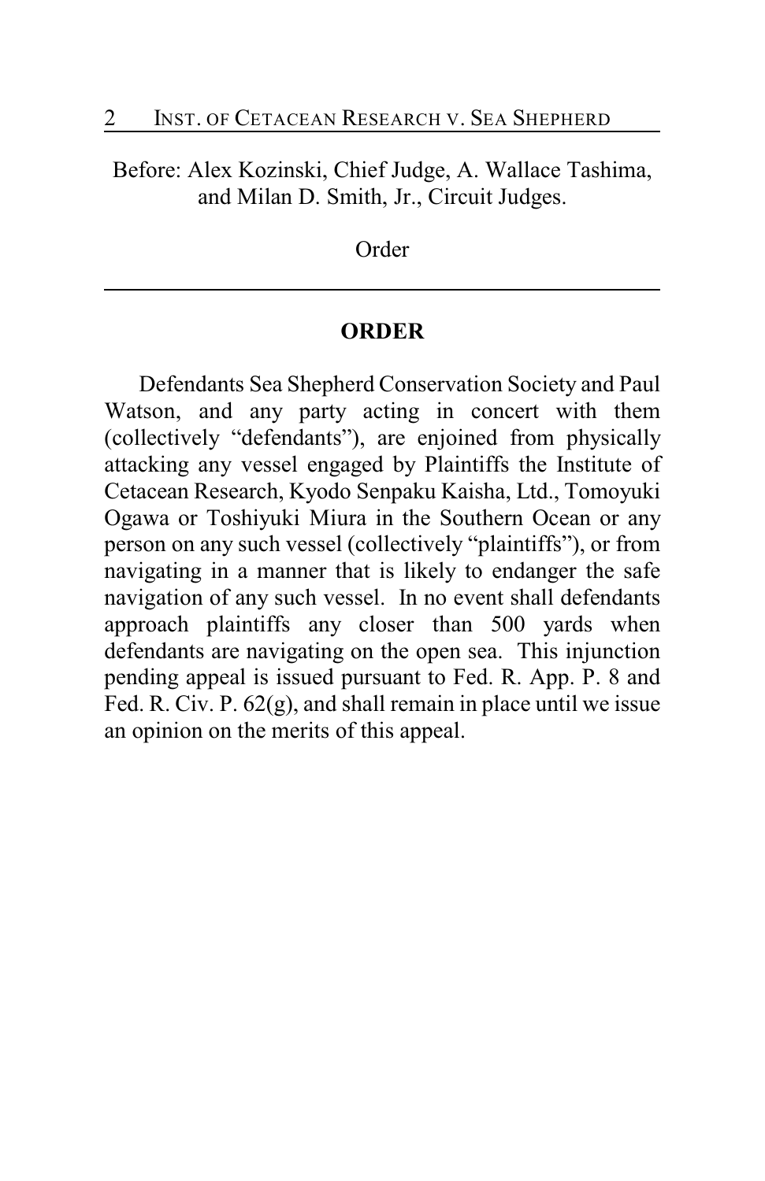Before: Alex Kozinski, Chief Judge, A. Wallace Tashima, and Milan D. Smith, Jr., Circuit Judges.

Order

---

## ORDER

Defendants Sea Shepherd Conservation Society and Paul Watson, and any party acting in concert with them (collectively "defendants"), are enjoined from physically attacking any vessel engaged by Plaintiffs the Institute of Cetacean Research, Kyodo Senpaku Kaisha, Ltd., Tomoyuki Ogawa or Toshiyuki Miura in the Southern Ocean or any person on any such vessel (collectively "plaintiffs"), or from navigating in a manner that is likely to endanger the safe navigation of any such vessel. In no event shall defendants approach plaintiffs any closer than 500 yards when defendants are navigating on the open sea. This injunction pending appeal is issued pursuant to Fed. R. App. P. 8 and Fed. R. Civ. P. 62(g), and shall remain in place until we issue an opinion on the merits of this appeal.